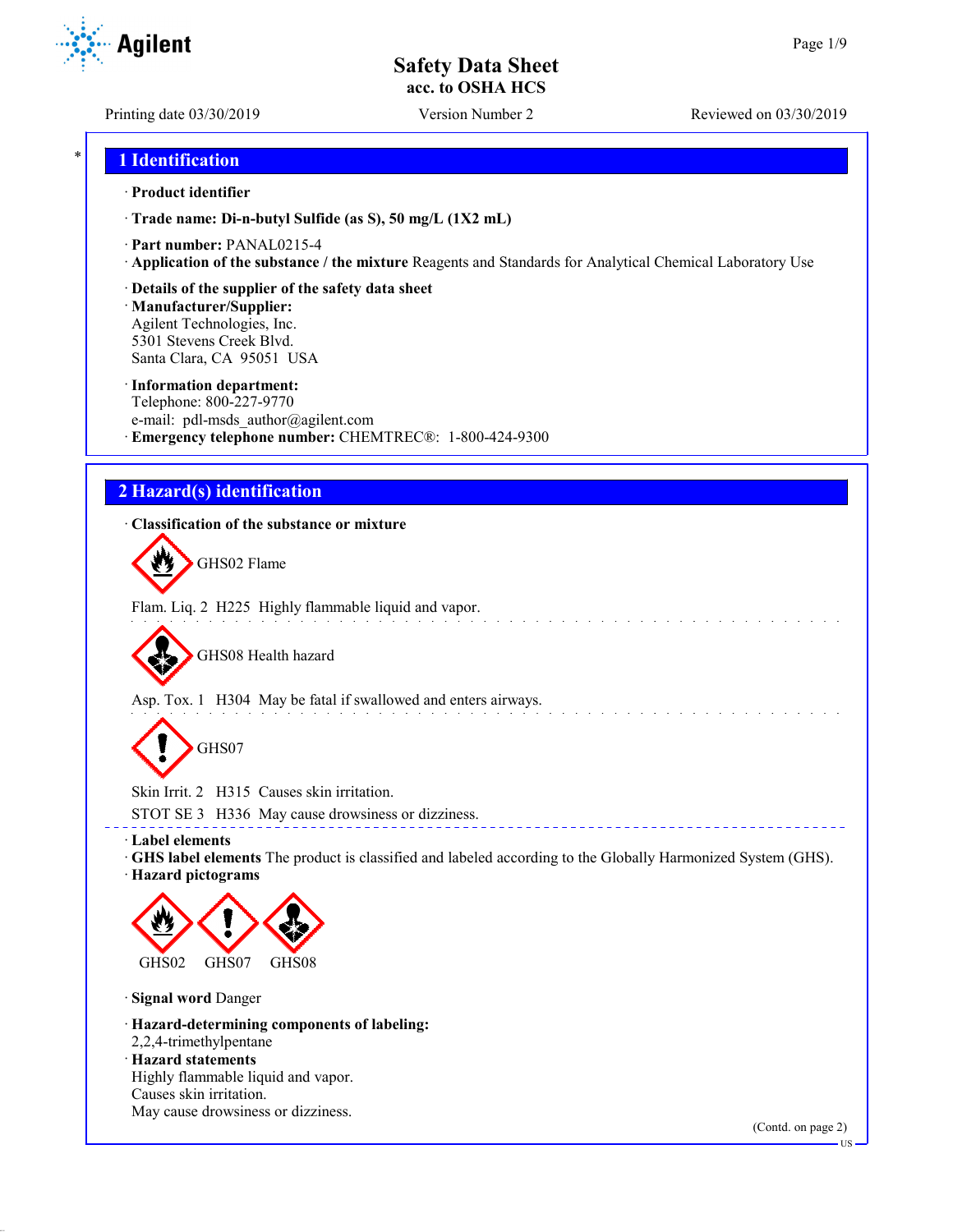# Safety Data Sheet
## acc. to OSHA HCS

Printing date 03/30/2019 Version Number 2 Reviewed on 03/30/2019

## 1 Identification

· **Product identifier**

· **Trade name: Di-n-butyl Sulfide (as S), 50 mg/L (1X2 mL)**

· **Part number:** PANAL0215-4

· **Application of the substance / the mixture** Reagents and Standards for Analytical Chemical Laboratory Use

· **Details of the supplier of the safety data sheet**

· **Manufacturer/Supplier:**
Agilent Technologies, Inc.
5301 Stevens Creek Blvd.
Santa Clara, CA 95051 USA

· **Information department:**
Telephone: 800-227-9770
e-mail: pdl-msds_author@agilent.com

· **Emergency telephone number:** CHEMTREC®: 1-800-424-9300

## 2 Hazard(s) identification

· **Classification of the substance or mixture**

GHS02 Flame

Flam. Liq. 2 H225 Highly flammable liquid and vapor.

GHS08 Health hazard

Asp. Tox. 1 H304 May be fatal if swallowed and enters airways.

GHS07

Skin Irrit. 2 H315 Causes skin irritation.

STOT SE 3 H336 May cause drowsiness or dizziness.

· **Label elements**

· **GHS label elements** The product is classified and labeled according to the Globally Harmonized System (GHS).

· **Hazard pictograms**

GHS02 GHS07 GHS08

· **Signal word** Danger

· **Hazard-determining components of labeling:**
2,2,4-trimethylpentane

· **Hazard statements**
Highly flammable liquid and vapor.
Causes skin irritation.
May cause drowsiness or dizziness.

(Contd. on page 2)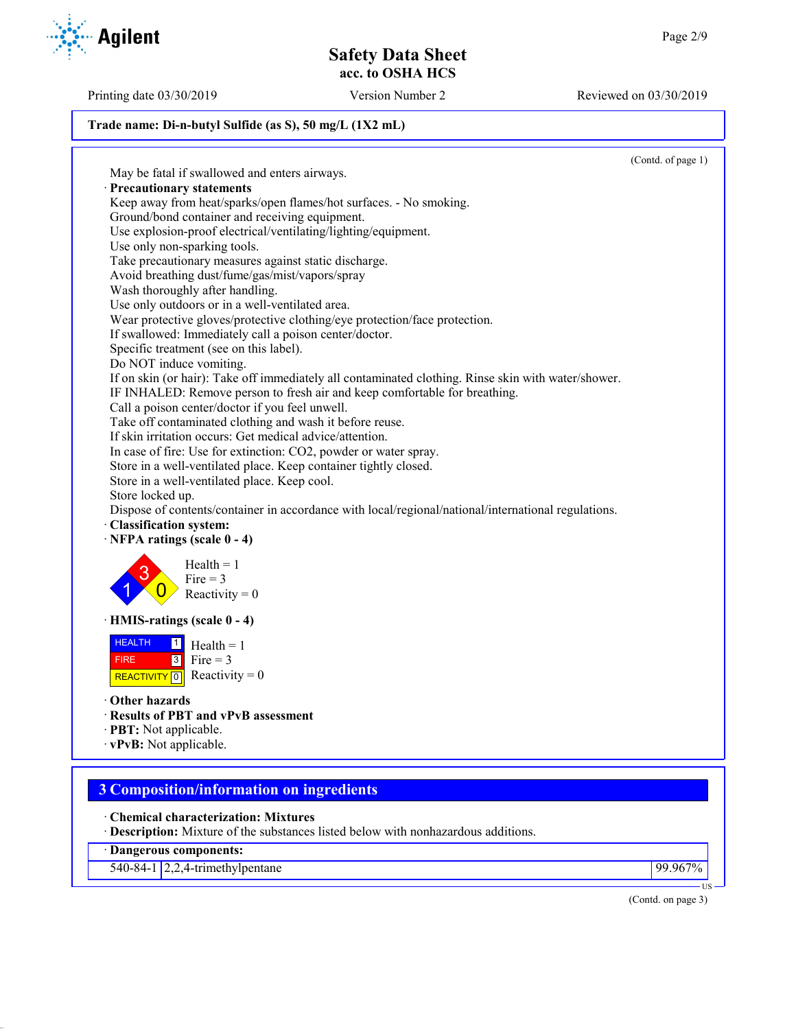Trade name: Di-n-butyl Sulfide (as S), 50 mg/L (1X2 mL)

(Contd. of page 1)

May be fatal if swallowed and enters airways.

· **Precautionary statements**

Keep away from heat/sparks/open flames/hot surfaces. - No smoking.
Ground/bond container and receiving equipment.
Use explosion-proof electrical/ventilating/lighting/equipment.
Use only non-sparking tools.
Take precautionary measures against static discharge.
Avoid breathing dust/fume/gas/mist/vapors/spray
Wash thoroughly after handling.
Use only outdoors or in a well-ventilated area.
Wear protective gloves/protective clothing/eye protection/face protection.
If swallowed: Immediately call a poison center/doctor.
Specific treatment (see on this label).
Do NOT induce vomiting.
If on skin (or hair): Take off immediately all contaminated clothing. Rinse skin with water/shower.
IF INHALED: Remove person to fresh air and keep comfortable for breathing.
Call a poison center/doctor if you feel unwell.
Take off contaminated clothing and wash it before reuse.
If skin irritation occurs: Get medical advice/attention.
In case of fire: Use for extinction: CO2, powder or water spray.
Store in a well-ventilated place. Keep container tightly closed.
Store in a well-ventilated place. Keep cool.
Store locked up.
Dispose of contents/container in accordance with local/regional/national/international regulations.

· **Classification system:**

· **NFPA ratings (scale 0 - 4)**

Health = 1
Fire = 3
Reactivity = 0

· **HMIS-ratings (scale 0 - 4)**

| | | |
|---|---|---|
| HEALTH | 1 | Health = 1 |
| FIRE | 3 | Fire = 3 |
| REACTIVITY | 0 | Reactivity = 0 |

· **Other hazards**

· **Results of PBT and vPvB assessment**

· **PBT:** Not applicable.

· **vPvB:** Not applicable.

## 3 Composition/information on ingredients

· **Chemical characterization: Mixtures**

· **Description:** Mixture of the substances listed below with nonhazardous additions.

| · Dangerous components: | | |
|---|---|---|
| 540-84-1 | 2,2,4-trimethylpentane | 99.967% |

(Contd. on page 3)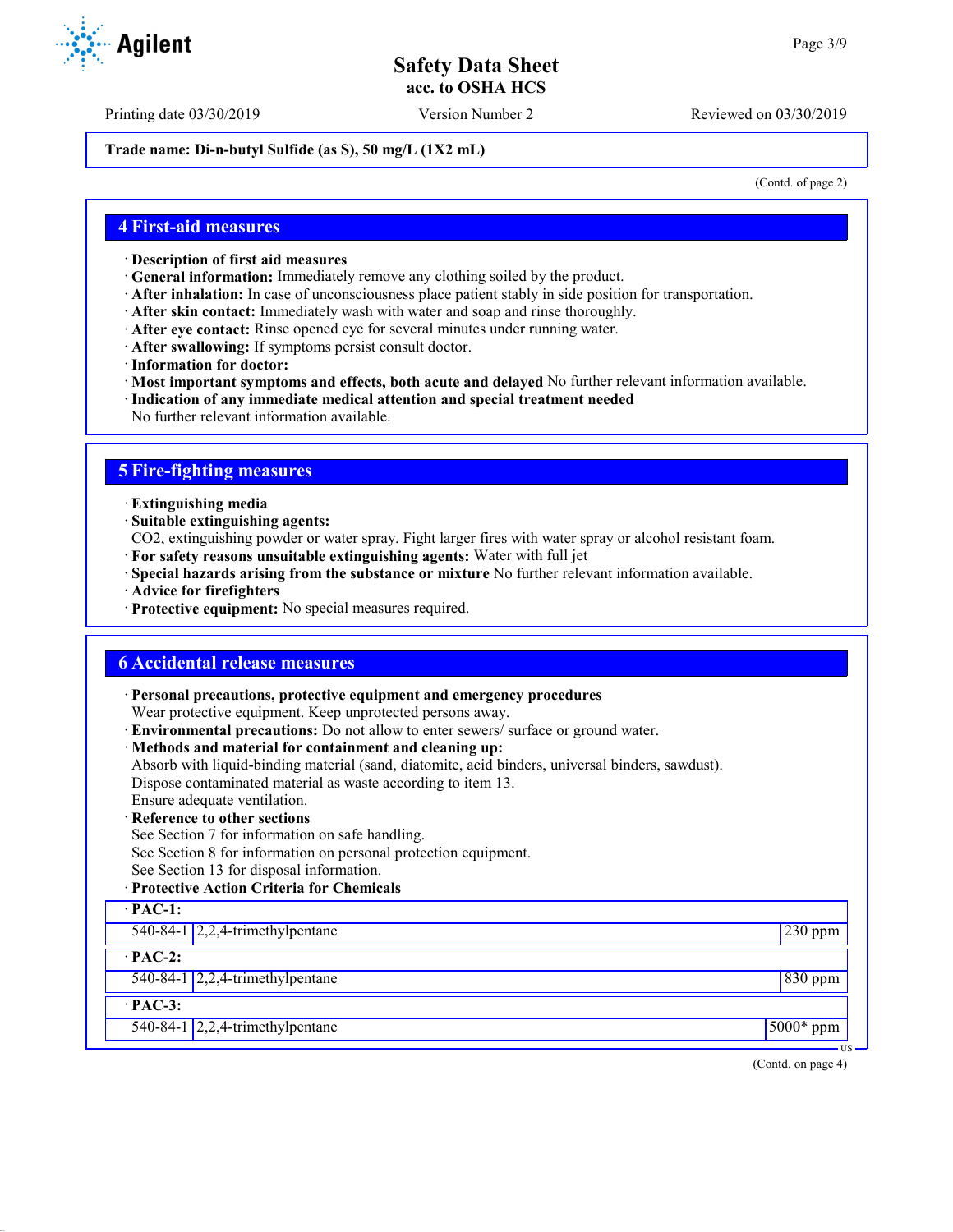**Trade name: Di-n-butyl Sulfide (as S), 50 mg/L (1X2 mL)**

(Contd. of page 2)

## 4 First-aid measures

- **Description of first aid measures**
- **General information:** Immediately remove any clothing soiled by the product.
- **After inhalation:** In case of unconsciousness place patient stably in side position for transportation.
- **After skin contact:** Immediately wash with water and soap and rinse thoroughly.
- **After eye contact:** Rinse opened eye for several minutes under running water.
- **After swallowing:** If symptoms persist consult doctor.
- **Information for doctor:**
- **Most important symptoms and effects, both acute and delayed** No further relevant information available.
- **Indication of any immediate medical attention and special treatment needed**
  No further relevant information available.

## 5 Fire-fighting measures

- **Extinguishing media**
- **Suitable extinguishing agents:**
  $CO_2$, extinguishing powder or water spray. Fight larger fires with water spray or alcohol resistant foam.
- **For safety reasons unsuitable extinguishing agents:** Water with full jet
- **Special hazards arising from the substance or mixture** No further relevant information available.
- **Advice for firefighters**
- **Protective equipment:** No special measures required.

## 6 Accidental release measures

- **Personal precautions, protective equipment and emergency procedures**
  Wear protective equipment. Keep unprotected persons away.
- **Environmental precautions:** Do not allow to enter sewers/ surface or ground water.
- **Methods and material for containment and cleaning up:**
  Absorb with liquid-binding material (sand, diatomite, acid binders, universal binders, sawdust).
  Dispose contaminated material as waste according to item 13.
  Ensure adequate ventilation.
- **Reference to other sections**
  See Section 7 for information on safe handling.
  See Section 8 for information on personal protection equipment.
  See Section 13 for disposal information.
- **Protective Action Criteria for Chemicals**

| · PAC-1: | | |
|---|---|---|
| 540-84-1 | 2,2,4-trimethylpentane | 230 ppm |
| **· PAC-2:** | | |
| 540-84-1 | 2,2,4-trimethylpentane | 830 ppm |
| **· PAC-3:** | | |
| 540-84-1 | 2,2,4-trimethylpentane | 5000* ppm |

(Contd. on page 4)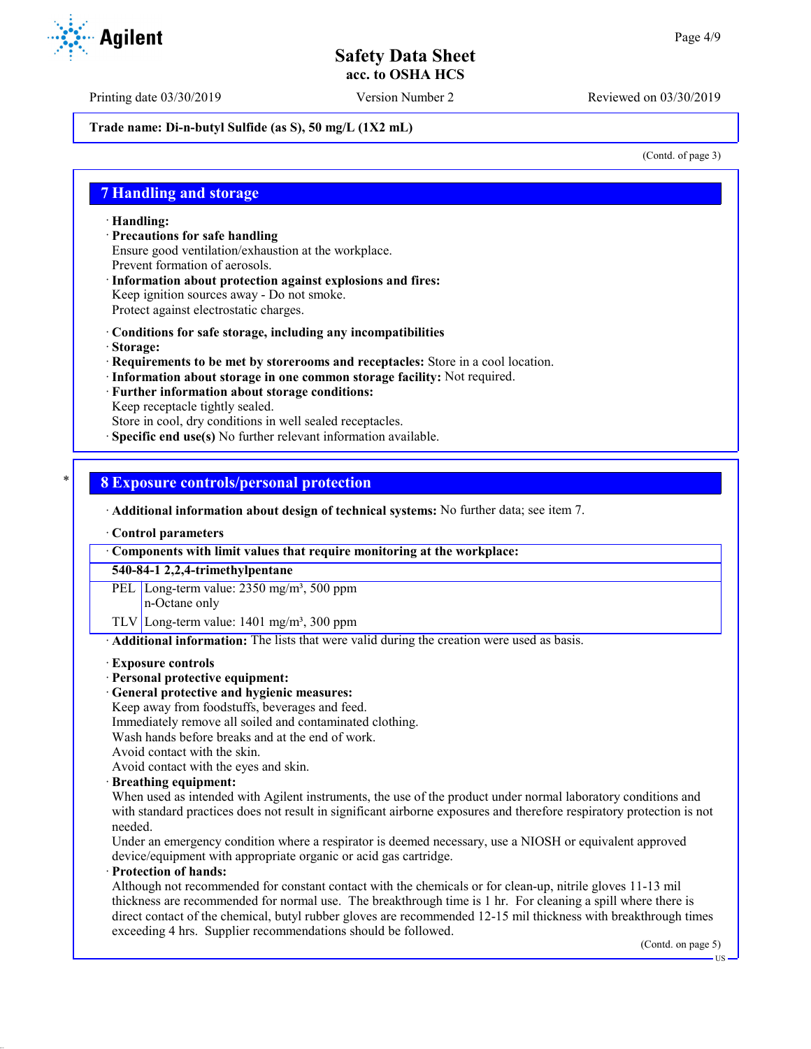Trade name: Di-n-butyl Sulfide (as S), 50 mg/L (1X2 mL)

(Contd. of page 3)

## 7 Handling and storage

· **Handling:**
· **Precautions for safe handling**
Ensure good ventilation/exhaustion at the workplace.
Prevent formation of aerosols.
· **Information about protection against explosions and fires:**
Keep ignition sources away - Do not smoke.
Protect against electrostatic charges.

· **Conditions for safe storage, including any incompatibilities**
· **Storage:**
· **Requirements to be met by storerooms and receptacles:** Store in a cool location.
· **Information about storage in one common storage facility:** Not required.
· **Further information about storage conditions:**
Keep receptacle tightly sealed.
Store in cool, dry conditions in well sealed receptacles.
· **Specific end use(s)** No further relevant information available.

## * 8 Exposure controls/personal protection

· **Additional information about design of technical systems:** No further data; see item 7.

· **Control parameters**

| · Components with limit values that require monitoring at the workplace: | |
|---|---|
| **540-84-1 2,2,4-trimethylpentane** | |
| PEL | Long-term value: 2350 mg/m³, 500 ppm<br>n-Octane only |
| TLV | Long-term value: 1401 mg/m³, 300 ppm |

· **Additional information:** The lists that were valid during the creation were used as basis.

· **Exposure controls**
· **Personal protective equipment:**
· **General protective and hygienic measures:**
Keep away from foodstuffs, beverages and feed.
Immediately remove all soiled and contaminated clothing.
Wash hands before breaks and at the end of work.
Avoid contact with the skin.
Avoid contact with the eyes and skin.
· **Breathing equipment:**
When used as intended with Agilent instruments, the use of the product under normal laboratory conditions and with standard practices does not result in significant airborne exposures and therefore respiratory protection is not needed.
Under an emergency condition where a respirator is deemed necessary, use a NIOSH or equivalent approved device/equipment with appropriate organic or acid gas cartridge.
· **Protection of hands:**
Although not recommended for constant contact with the chemicals or for clean-up, nitrile gloves 11-13 mil thickness are recommended for normal use. The breakthrough time is 1 hr. For cleaning a spill where there is direct contact of the chemical, butyl rubber gloves are recommended 12-15 mil thickness with breakthrough times exceeding 4 hrs. Supplier recommendations should be followed.

(Contd. on page 5)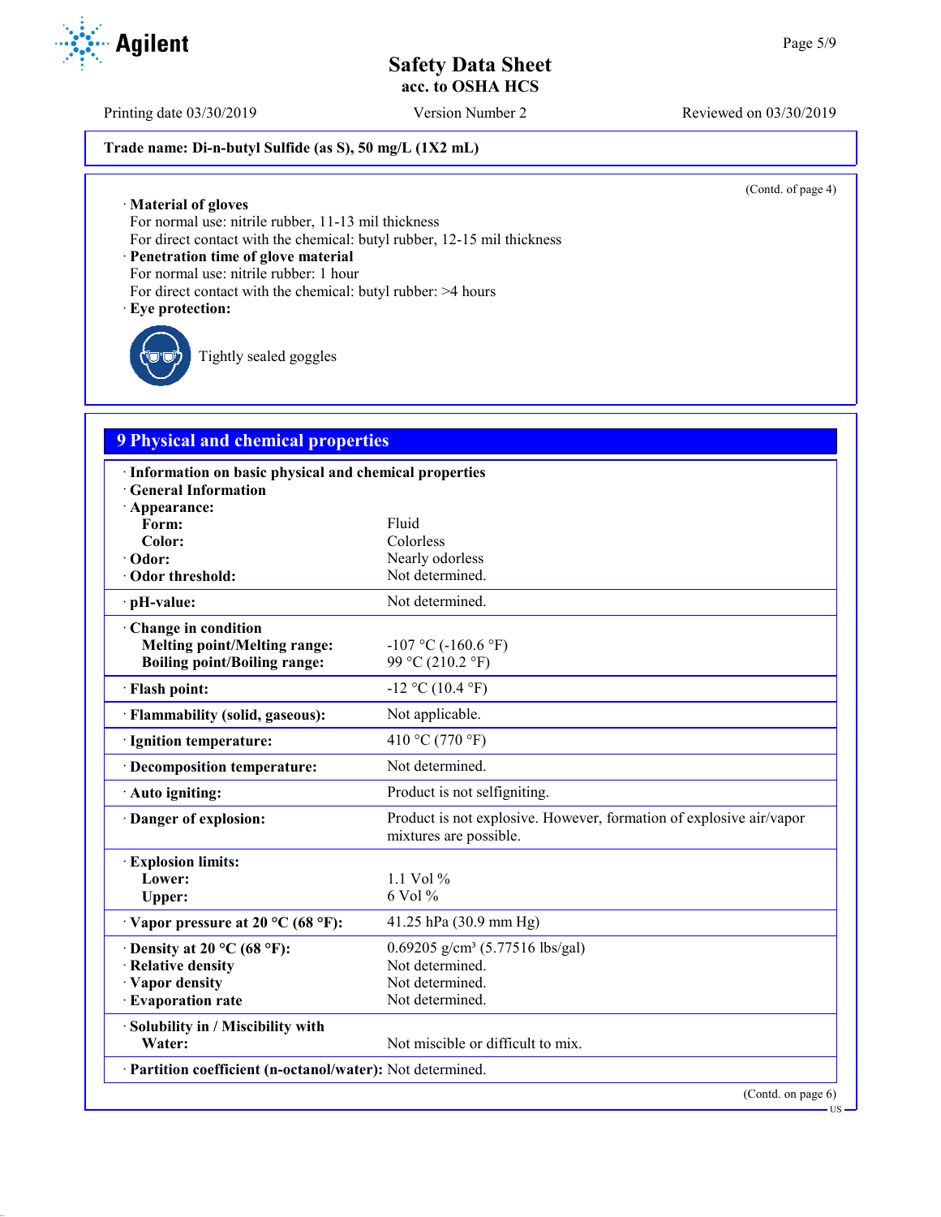Trade name: Di-n-butyl Sulfide (as S), 50 mg/L (1X2 mL)

(Contd. of page 4)

· **Material of gloves**
For normal use: nitrile rubber, 11-13 mil thickness
For direct contact with the chemical: butyl rubber, 12-15 mil thickness

· **Penetration time of glove material**
For normal use: nitrile rubber: 1 hour
For direct contact with the chemical: butyl rubber: >4 hours

· **Eye protection:**

Tightly sealed goggles

## 9 Physical and chemical properties

| | |
|---|---|
| · **Information on basic physical and chemical properties** | |
| · **General Information** | |
| · **Appearance:** | |
| **Form:** | Fluid |
| **Color:** | Colorless |
| · **Odor:** | Nearly odorless |
| · **Odor threshold:** | Not determined. |
| · **pH-value:** | Not determined. |
| · **Change in condition** | |
| **Melting point/Melting range:** | -107 °C (-160.6 °F) |
| **Boiling point/Boiling range:** | 99 °C (210.2 °F) |
| · **Flash point:** | -12 °C (10.4 °F) |
| · **Flammability (solid, gaseous):** | Not applicable. |
| · **Ignition temperature:** | 410 °C (770 °F) |
| · **Decomposition temperature:** | Not determined. |
| · **Auto igniting:** | Product is not selfigniting. |
| · **Danger of explosion:** | Product is not explosive. However, formation of explosive air/vapor mixtures are possible. |
| · **Explosion limits:** | |
| **Lower:** | 1.1 Vol % |
| **Upper:** | 6 Vol % |
| · **Vapor pressure at 20 °C (68 °F):** | 41.25 hPa (30.9 mm Hg) |
| · **Density at 20 °C (68 °F):** | 0.69205 g/cm³ (5.77516 lbs/gal) |
| · **Relative density** | Not determined. |
| · **Vapor density** | Not determined. |
| · **Evaporation rate** | Not determined. |
| · **Solubility in / Miscibility with** | |
| **Water:** | Not miscible or difficult to mix. |
| · **Partition coefficient (n-octanol/water):** | Not determined. |

(Contd. on page 6)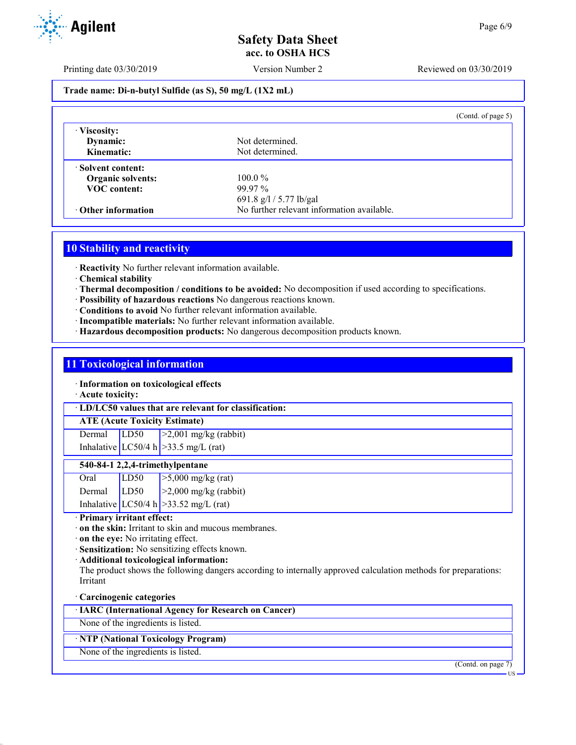Trade name: Di-n-butyl Sulfide (as S), 50 mg/L (1X2 mL)

(Contd. of page 5)

· **Viscosity:**
  **Dynamic:** Not determined.
  **Kinematic:** Not determined.

· **Solvent content:**
  **Organic solvents:** 100.0 %
  **VOC content:** 99.97 %
  691.8 g/l / 5.77 lb/gal

· **Other information** No further relevant information available.

## 10 Stability and reactivity

· **Reactivity** No further relevant information available.
· **Chemical stability**
· **Thermal decomposition / conditions to be avoided:** No decomposition if used according to specifications.
· **Possibility of hazardous reactions** No dangerous reactions known.
· **Conditions to avoid** No further relevant information available.
· **Incompatible materials:** No further relevant information available.
· **Hazardous decomposition products:** No dangerous decomposition products known.

## 11 Toxicological information

· **Information on toxicological effects**
· **Acute toxicity:**

· **LD/LC50 values that are relevant for classification:**

| **ATE (Acute Toxicity Estimate)** | | |
|---|---|---|
| Dermal | LD50 | >2,001 mg/kg (rabbit) |
| Inhalative | LC50/4 h | >33.5 mg/L (rat) |

| **540-84-1 2,2,4-trimethylpentane** | | |
|---|---|---|
| Oral | LD50 | >5,000 mg/kg (rat) |
| Dermal | LD50 | >2,000 mg/kg (rabbit) |
| Inhalative | LC50/4 h | >33.52 mg/L (rat) |

· **Primary irritant effect:**
· **on the skin:** Irritant to skin and mucous membranes.
· **on the eye:** No irritating effect.
· **Sensitization:** No sensitizing effects known.
· **Additional toxicological information:**
The product shows the following dangers according to internally approved calculation methods for preparations:
Irritant

· **Carcinogenic categories**

| · **IARC (International Agency for Research on Cancer)** |
|---|
| None of the ingredients is listed. |

| · **NTP (National Toxicology Program)** |
|---|
| None of the ingredients is listed. |

(Contd. on page 7)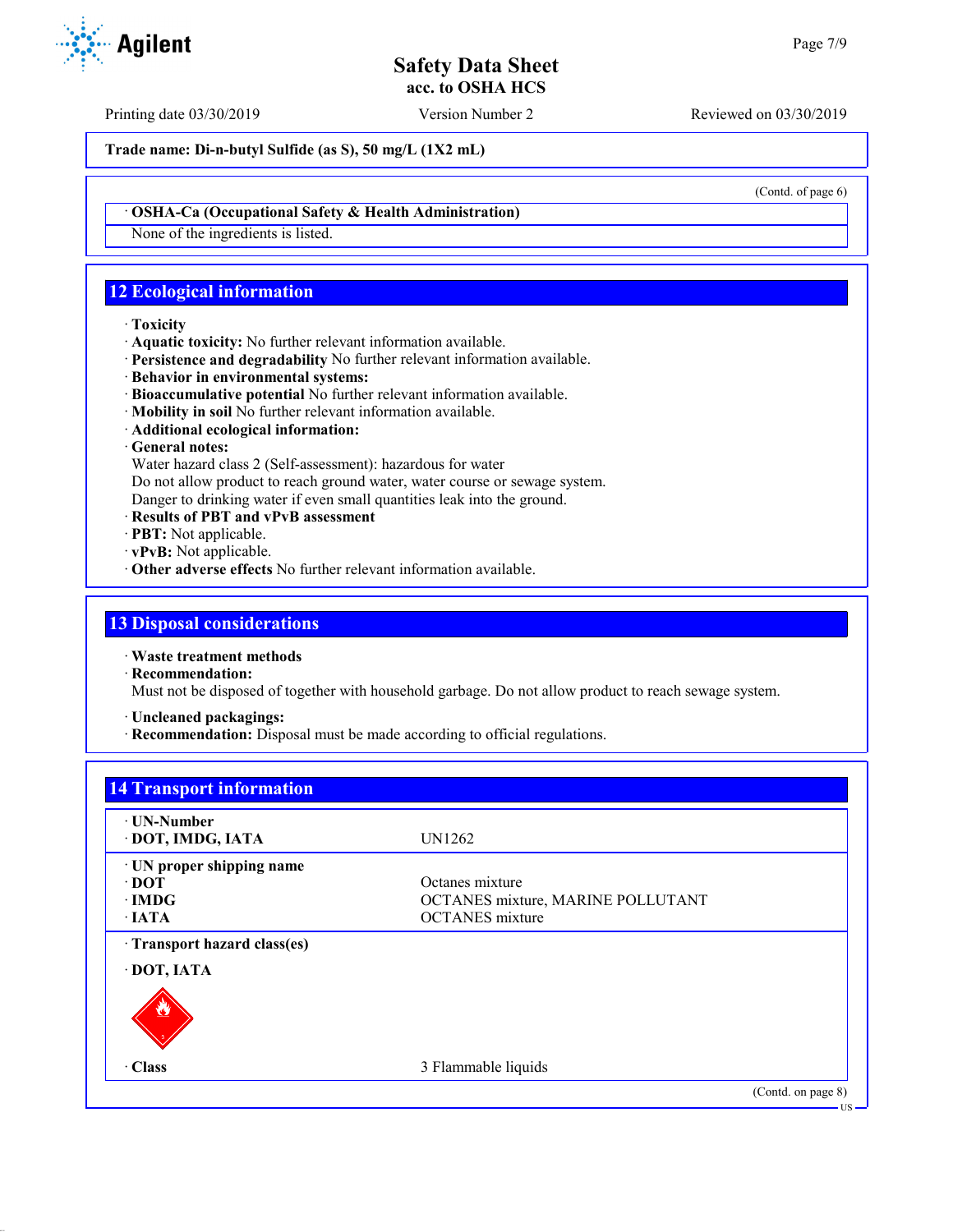Trade name: Di-n-butyl Sulfide (as S), 50 mg/L (1X2 mL)

(Contd. of page 6)

· **OSHA-Ca (Occupational Safety & Health Administration)**

None of the ingredients is listed.

## 12 Ecological information

· **Toxicity**
· **Aquatic toxicity:** No further relevant information available.
· **Persistence and degradability** No further relevant information available.
· **Behavior in environmental systems:**
· **Bioaccumulative potential** No further relevant information available.
· **Mobility in soil** No further relevant information available.
· **Additional ecological information:**
· **General notes:**
Water hazard class 2 (Self-assessment): hazardous for water
Do not allow product to reach ground water, water course or sewage system.
Danger to drinking water if even small quantities leak into the ground.
· **Results of PBT and vPvB assessment**
· **PBT:** Not applicable.
· **vPvB:** Not applicable.
· **Other adverse effects** No further relevant information available.

## 13 Disposal considerations

· **Waste treatment methods**
· **Recommendation:**
Must not be disposed of together with household garbage. Do not allow product to reach sewage system.

· **Uncleaned packagings:**
· **Recommendation:** Disposal must be made according to official regulations.

## 14 Transport information

| | |
|---|---|
| · **UN-Number** | |
| · **DOT, IMDG, IATA** | UN1262 |
| · **UN proper shipping name** | |
| · **DOT** | Octanes mixture |
| · **IMDG** | OCTANES mixture, MARINE POLLUTANT |
| · **IATA** | OCTANES mixture |
| · **Transport hazard class(es)** | |
| · **DOT, IATA** | |
| · **Class** | 3 Flammable liquids |

(Contd. on page 8)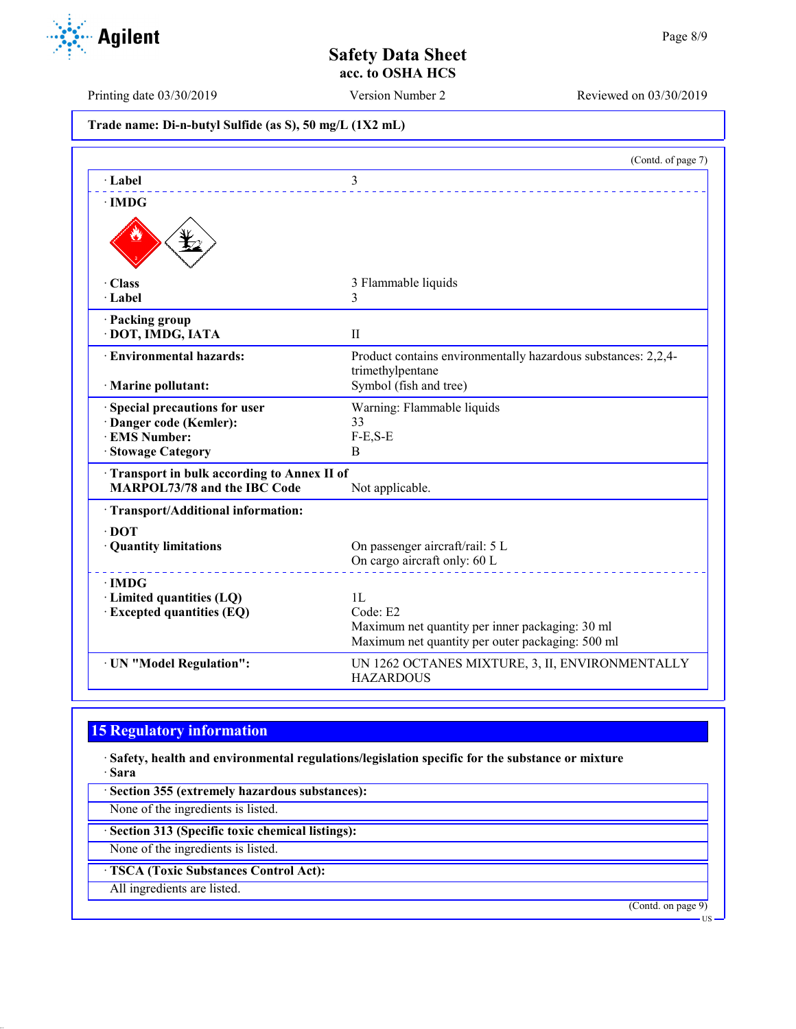Trade name: Di-n-butyl Sulfide (as S), 50 mg/L (1X2 mL)

(Contd. of page 7)

| | |
|---|---|
| · **Label** | 3 |
| · **IMDG** | |
| · **Class** | 3 Flammable liquids |
| · **Label** | 3 |
| · **Packing group** | |
| · **DOT, IMDG, IATA** | II |
| · **Environmental hazards:** | Product contains environmentally hazardous substances: 2,2,4-trimethylpentane |
| · **Marine pollutant:** | Symbol (fish and tree) |
| · **Special precautions for user** | Warning: Flammable liquids |
| · **Danger code (Kemler):** | 33 |
| · **EMS Number:** | F-E,S-E |
| · **Stowage Category** | B |
| · **Transport in bulk according to Annex II of MARPOL73/78 and the IBC Code** | Not applicable. |
| · **Transport/Additional information:** | |
| · **DOT** | |
| · **Quantity limitations** | On passenger aircraft/rail: 5 L<br>On cargo aircraft only: 60 L |
| · **IMDG** | |
| · **Limited quantities (LQ)** | 1L |
| · **Excepted quantities (EQ)** | Code: E2<br>Maximum net quantity per inner packaging: 30 ml<br>Maximum net quantity per outer packaging: 500 ml |
| · **UN "Model Regulation":** | UN 1262 OCTANES MIXTURE, 3, II, ENVIRONMENTALLY HAZARDOUS |

## 15 Regulatory information

· **Safety, health and environmental regulations/legislation specific for the substance or mixture**
· **Sara**

· **Section 355 (extremely hazardous substances):**
None of the ingredients is listed.

· **Section 313 (Specific toxic chemical listings):**
None of the ingredients is listed.

· **TSCA (Toxic Substances Control Act):**
All ingredients are listed.

(Contd. on page 9)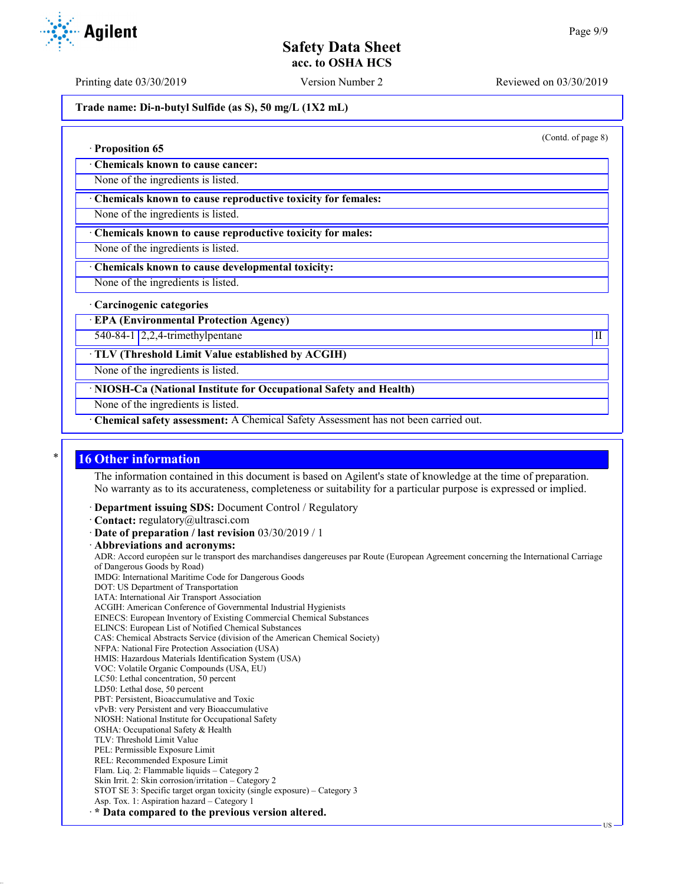**Trade name: Di-n-butyl Sulfide (as S), 50 mg/L (1X2 mL)**

(Contd. of page 8)

· **Proposition 65**

· **Chemicals known to cause cancer:**

None of the ingredients is listed.

· **Chemicals known to cause reproductive toxicity for females:**

None of the ingredients is listed.

· **Chemicals known to cause reproductive toxicity for males:**

None of the ingredients is listed.

· **Chemicals known to cause developmental toxicity:**

None of the ingredients is listed.

· **Carcinogenic categories**

· **EPA (Environmental Protection Agency)**

| | | |
|---|---|---|
| 540-84-1 | 2,2,4-trimethylpentane | II |

· **TLV (Threshold Limit Value established by ACGIH)**

None of the ingredients is listed.

· **NIOSH-Ca (National Institute for Occupational Safety and Health)**

None of the ingredients is listed.

· **Chemical safety assessment:** A Chemical Safety Assessment has not been carried out.

## * 16 Other information

The information contained in this document is based on Agilent's state of knowledge at the time of preparation. No warranty as to its accurateness, completeness or suitability for a particular purpose is expressed or implied.

· **Department issuing SDS:** Document Control / Regulatory
· **Contact:** regulatory@ultrasci.com
· **Date of preparation / last revision** 03/30/2019 / 1
· **Abbreviations and acronyms:**

ADR: Accord européen sur le transport des marchandises dangereuses par Route (European Agreement concerning the International Carriage of Dangerous Goods by Road)
IMDG: International Maritime Code for Dangerous Goods
DOT: US Department of Transportation
IATA: International Air Transport Association
ACGIH: American Conference of Governmental Industrial Hygienists
EINECS: European Inventory of Existing Commercial Chemical Substances
ELINCS: European List of Notified Chemical Substances
CAS: Chemical Abstracts Service (division of the American Chemical Society)
NFPA: National Fire Protection Association (USA)
HMIS: Hazardous Materials Identification System (USA)
VOC: Volatile Organic Compounds (USA, EU)
LC50: Lethal concentration, 50 percent
LD50: Lethal dose, 50 percent
PBT: Persistent, Bioaccumulative and Toxic
vPvB: very Persistent and very Bioaccumulative
NIOSH: National Institute for Occupational Safety
OSHA: Occupational Safety & Health
TLV: Threshold Limit Value
PEL: Permissible Exposure Limit
REL: Recommended Exposure Limit
Flam. Liq. 2: Flammable liquids – Category 2
Skin Irrit. 2: Skin corrosion/irritation – Category 2
STOT SE 3: Specific target organ toxicity (single exposure) – Category 3
Asp. Tox. 1: Aspiration hazard – Category 1

· **\* Data compared to the previous version altered.**